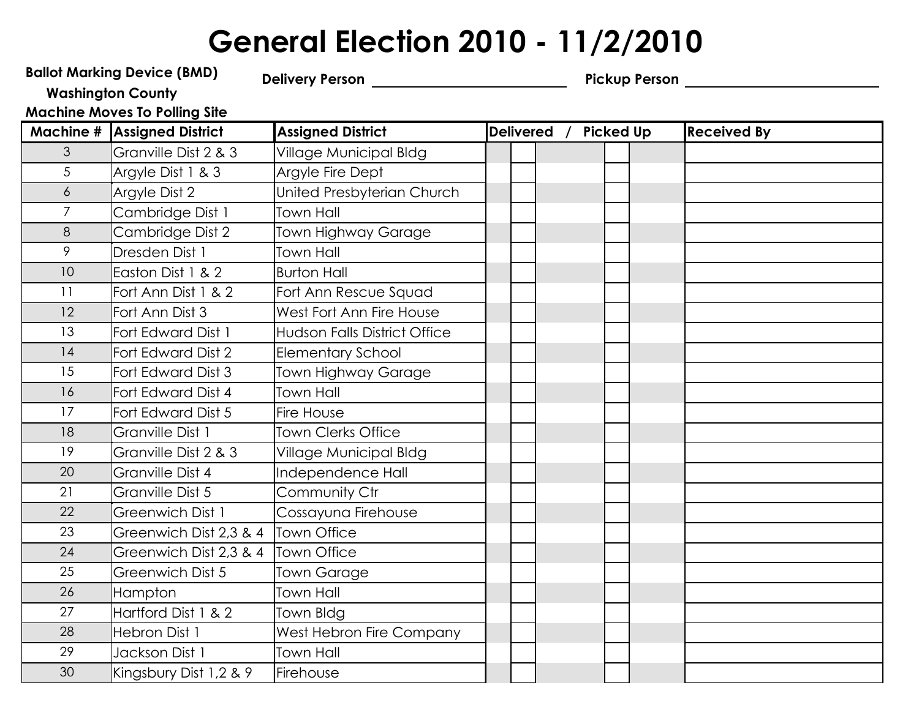# General Election 2010 - 11/2/2010

**Ballot Marking Device (BMD)**
**Washington County**
**Machine Moves To Polling Site**

**Delivery Person** ______________________ **Pickup Person** ______________________

| Machine # | Assigned District | Assigned District | Delivered / Picked Up | | | | | | Received By |
|---|---|---|---|---|---|---|---|---|---|
| 3 | Granville Dist 2 & 3 | Village Municipal Bldg | | | | | | | |
| 5 | Argyle Dist 1 & 3 | Argyle Fire Dept | | | | | | | |
| 6 | Argyle Dist 2 | United Presbyterian Church | | | | | | | |
| 7 | Cambridge Dist 1 | Town Hall | | | | | | | |
| 8 | Cambridge Dist 2 | Town Highway Garage | | | | | | | |
| 9 | Dresden Dist 1 | Town Hall | | | | | | | |
| 10 | Easton Dist 1 & 2 | Burton Hall | | | | | | | |
| 11 | Fort Ann Dist 1 & 2 | Fort Ann Rescue Squad | | | | | | | |
| 12 | Fort Ann Dist 3 | West Fort Ann Fire House | | | | | | | |
| 13 | Fort Edward Dist 1 | Hudson Falls District Office | | | | | | | |
| 14 | Fort Edward Dist 2 | Elementary School | | | | | | | |
| 15 | Fort Edward Dist 3 | Town Highway Garage | | | | | | | |
| 16 | Fort Edward Dist 4 | Town Hall | | | | | | | |
| 17 | Fort Edward Dist 5 | Fire House | | | | | | | |
| 18 | Granville Dist 1 | Town Clerks Office | | | | | | | |
| 19 | Granville Dist 2 & 3 | Village Municipal Bldg | | | | | | | |
| 20 | Granville Dist 4 | Independence Hall | | | | | | | |
| 21 | Granville Dist 5 | Community Ctr | | | | | | | |
| 22 | Greenwich Dist 1 | Cossayuna Firehouse | | | | | | | |
| 23 | Greenwich Dist 2,3 & 4 | Town Office | | | | | | | |
| 24 | Greenwich Dist 2,3 & 4 | Town Office | | | | | | | |
| 25 | Greenwich Dist 5 | Town Garage | | | | | | | |
| 26 | Hampton | Town Hall | | | | | | | |
| 27 | Hartford Dist 1 & 2 | Town Bldg | | | | | | | |
| 28 | Hebron Dist 1 | West Hebron Fire Company | | | | | | | |
| 29 | Jackson Dist 1 | Town Hall | | | | | | | |
| 30 | Kingsbury Dist 1,2 & 9 | Firehouse | | | | | | | |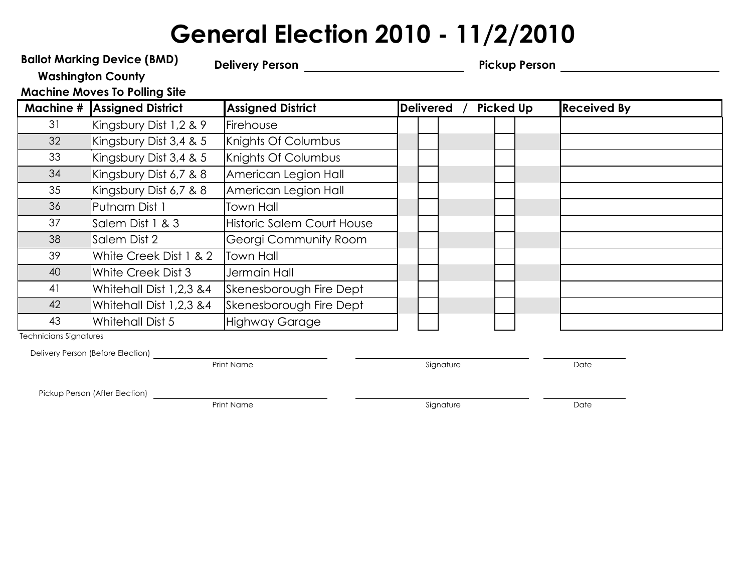# General Election 2010 - 11/2/2010

**Ballot Marking Device (BMD)**
**Washington County**
**Machine Moves To Polling Site**

**Delivery Person** ______________________ **Pickup Person** ______________________

| Machine # | Assigned District | Assigned District | Delivered / Picked Up | | | | | | Received By |
|---|---|---|---|---|---|---|---|---|---|
| 31 | Kingsbury Dist 1,2 & 9 | Firehouse | | | | | | | |
| 32 | Kingsbury Dist 3,4 & 5 | Knights Of Columbus | | | | | | | |
| 33 | Kingsbury Dist 3,4 & 5 | Knights Of Columbus | | | | | | | |
| 34 | Kingsbury Dist 6,7 & 8 | American Legion Hall | | | | | | | |
| 35 | Kingsbury Dist 6,7 & 8 | American Legion Hall | | | | | | | |
| 36 | Putnam Dist 1 | Town Hall | | | | | | | |
| 37 | Salem Dist 1 & 3 | Historic Salem Court House | | | | | | | |
| 38 | Salem Dist 2 | Georgi Community Room | | | | | | | |
| 39 | White Creek Dist 1 & 2 | Town Hall | | | | | | | |
| 40 | White Creek Dist 3 | Jermain Hall | | | | | | | |
| 41 | Whitehall Dist 1,2,3 &4 | Skenesborough Fire Dept | | | | | | | |
| 42 | Whitehall Dist 1,2,3 &4 | Skenesborough Fire Dept | | | | | | | |
| 43 | Whitehall Dist 5 | Highway Garage | | | | | | | |

Technicians Signatures

Delivery Person (Before Election) ______________________ ______________________ ______________
Print Name Signature Date

Pickup Person (After Election) ______________________ ______________________ ______________
Print Name Signature Date